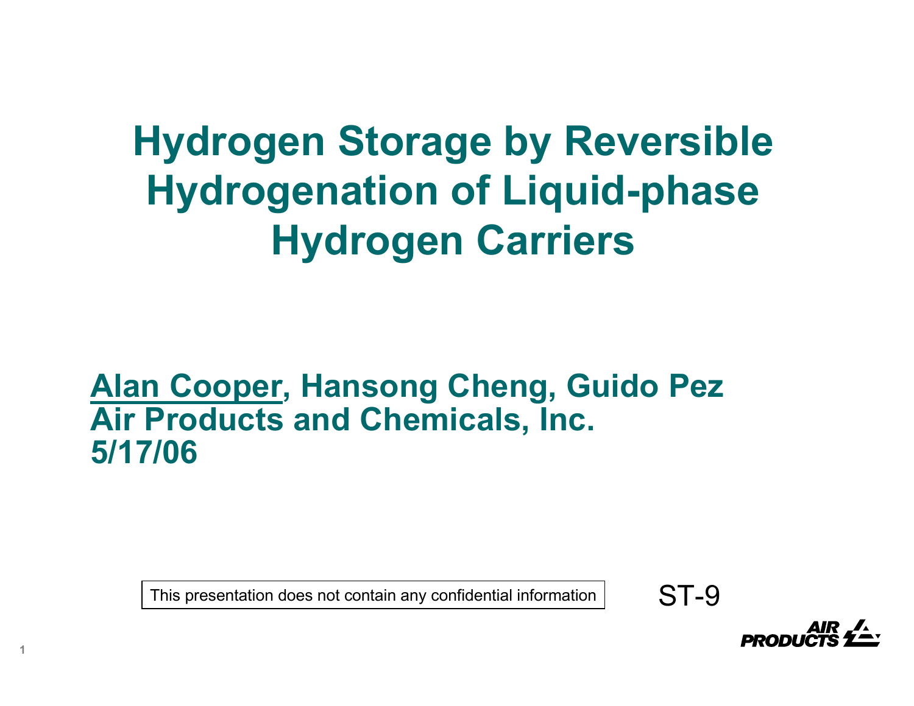# Hydrogen Storage by Reversible Hydrogenation of Liquid-phase Hydrogen Carriers

**Alan Cooper, Hansong Cheng, Guido Pez**
**Air Products and Chemicals, Inc.**
**5/17/06**

This presentation does not contain any confidential information

ST-9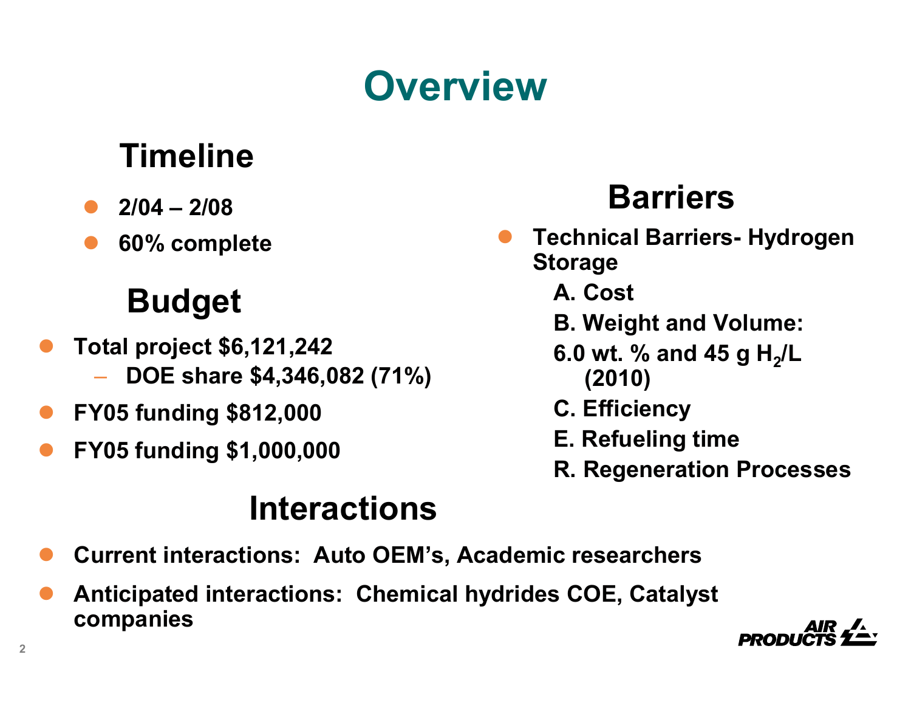# Overview

## Timeline

- 2/04 – 2/08
- 60% complete

## Budget

- Total project $6,121,242
  - DOE share $4,346,082 (71%)
- FY05 funding $812,000
- FY05 funding $1,000,000

## Barriers

- Technical Barriers- Hydrogen Storage
  - A. Cost
  - B. Weight and Volume:
  - 6.0 wt. % and 45 g $H_2$/L (2010)
  - C. Efficiency
  - E. Refueling time
  - R. Regeneration Processes

## Interactions

- Current interactions: Auto OEM's, Academic researchers
- Anticipated interactions: Chemical hydrides COE, Catalyst companies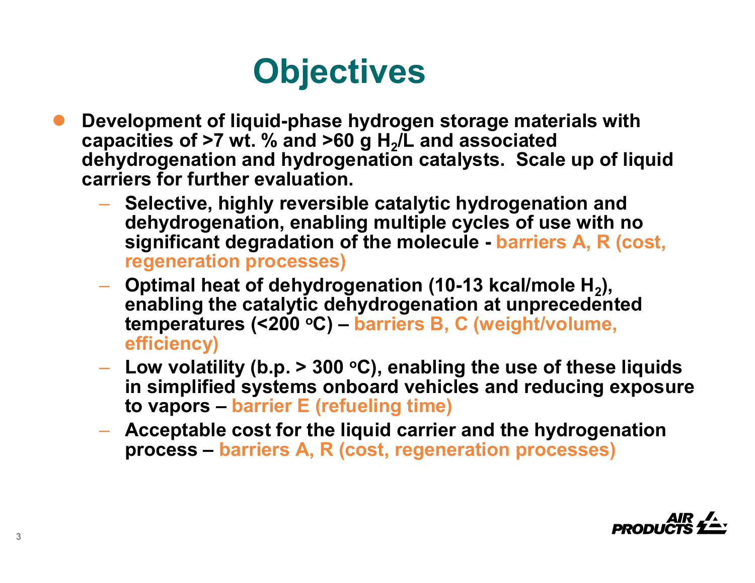# Objectives

- **Development of liquid-phase hydrogen storage materials with capacities of >7 wt. % and >60 g $H_2$/L and associated dehydrogenation and hydrogenation catalysts. Scale up of liquid carriers for further evaluation.**
  - **Selective, highly reversible catalytic hydrogenation and dehydrogenation, enabling multiple cycles of use with no significant degradation of the molecule - barriers A, R (cost, regeneration processes)**
  - **Optimal heat of dehydrogenation (10-13 kcal/mole $H_2$), enabling the catalytic dehydrogenation at unprecedented temperatures (<200 $^oC$) – barriers B, C (weight/volume, efficiency)**
  - **Low volatility (b.p. > 300 $^oC$), enabling the use of these liquids in simplified systems onboard vehicles and reducing exposure to vapors – barrier E (refueling time)**
  - **Acceptable cost for the liquid carrier and the hydrogenation process – barriers A, R (cost, regeneration processes)**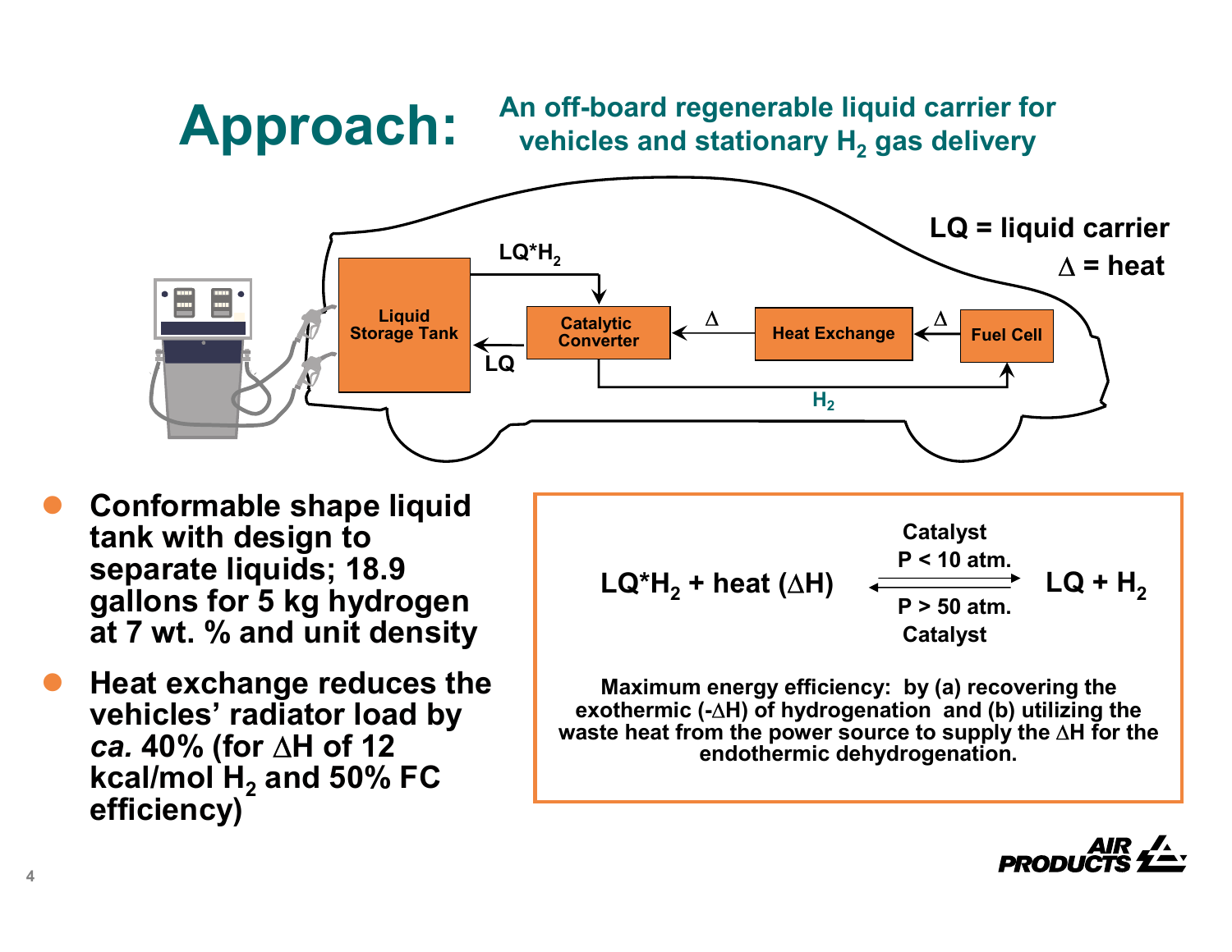# Approach: An off-board regenerable liquid carrier for vehicles and stationary $H_2$ gas delivery

LQ = liquid carrier

Δ = heat

Liquid Storage Tank → $LQ*H_2$ → Catalytic Converter → LQ → Liquid Storage Tank

Fuel Cell → Δ → Heat Exchange → Δ → Catalytic Converter

Catalytic Converter → $H_2$ → Fuel Cell

- **Conformable shape liquid tank with design to separate liquids; 18.9 gallons for 5 kg hydrogen at 7 wt. % and unit density**
- **Heat exchange reduces the vehicles' radiator load by *ca.* 40% (for ΔH of 12 kcal/mol $H_2$ and 50% FC efficiency)**

$$LQ*H_2 + \text{heat } (\Delta H) \underset{\text{P > 50 atm., Catalyst}}{\overset{\text{Catalyst, P < 10 atm.}}{\rightleftharpoons}} LQ + H_2$$

**Maximum energy efficiency: by (a) recovering the exothermic (-ΔH) of hydrogenation and (b) utilizing the waste heat from the power source to supply the ΔH for the endothermic dehydrogenation.**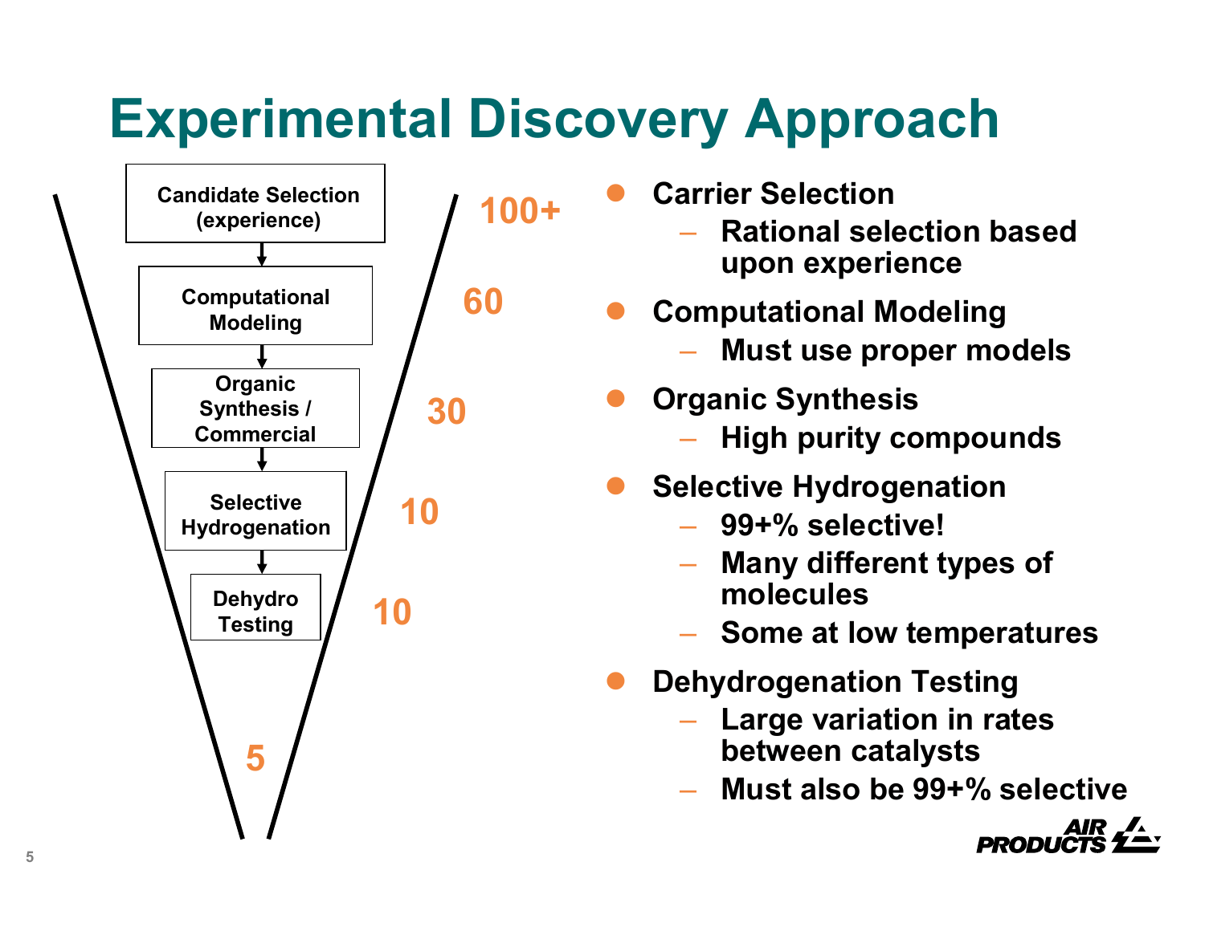# Experimental Discovery Approach

| Stage | Candidates |
| --- | --- |
| Candidate Selection (experience) | 100+ |
| Computational Modeling | 60 |
| Organic Synthesis / Commercial | 30 |
| Selective Hydrogenation | 10 |
| Dehydro Testing | 10 |
| | 5 |

- **Carrier Selection**
  - **Rational selection based upon experience**
- **Computational Modeling**
  - **Must use proper models**
- **Organic Synthesis**
  - **High purity compounds**
- **Selective Hydrogenation**
  - **99+% selective!**
  - **Many different types of molecules**
  - **Some at low temperatures**
- **Dehydrogenation Testing**
  - **Large variation in rates between catalysts**
  - **Must also be 99+% selective**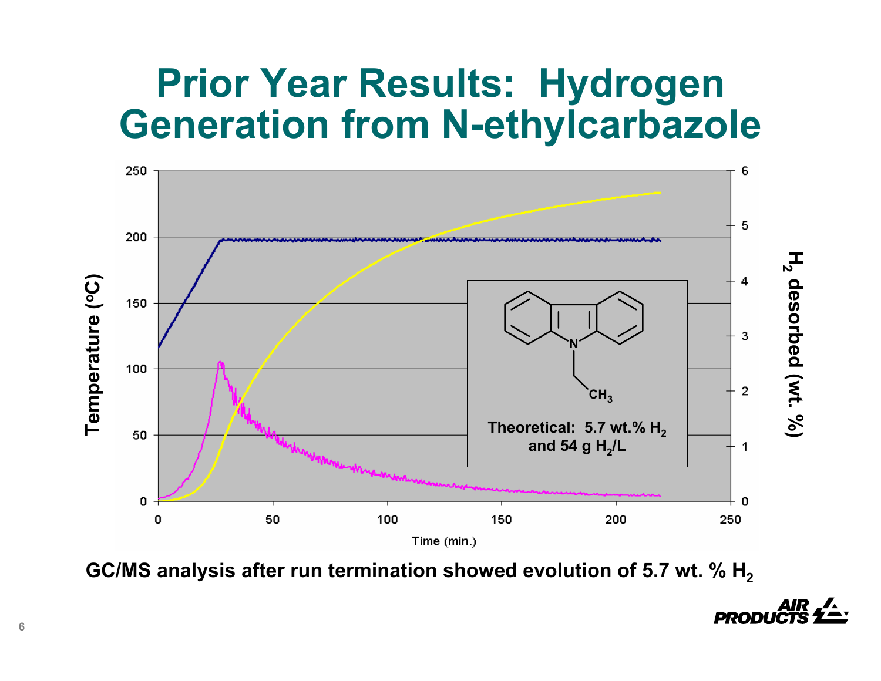# Prior Year Results: Hydrogen Generation from N-ethylcarbazole

Temperature (°C)

$H_2$ desorbed (wt. %)

Time (min.)

Theoretical: 5.7 wt.% $H_2$ and 54 g $H_2$/L

**GC/MS analysis after run termination showed evolution of 5.7 wt. % $H_2$**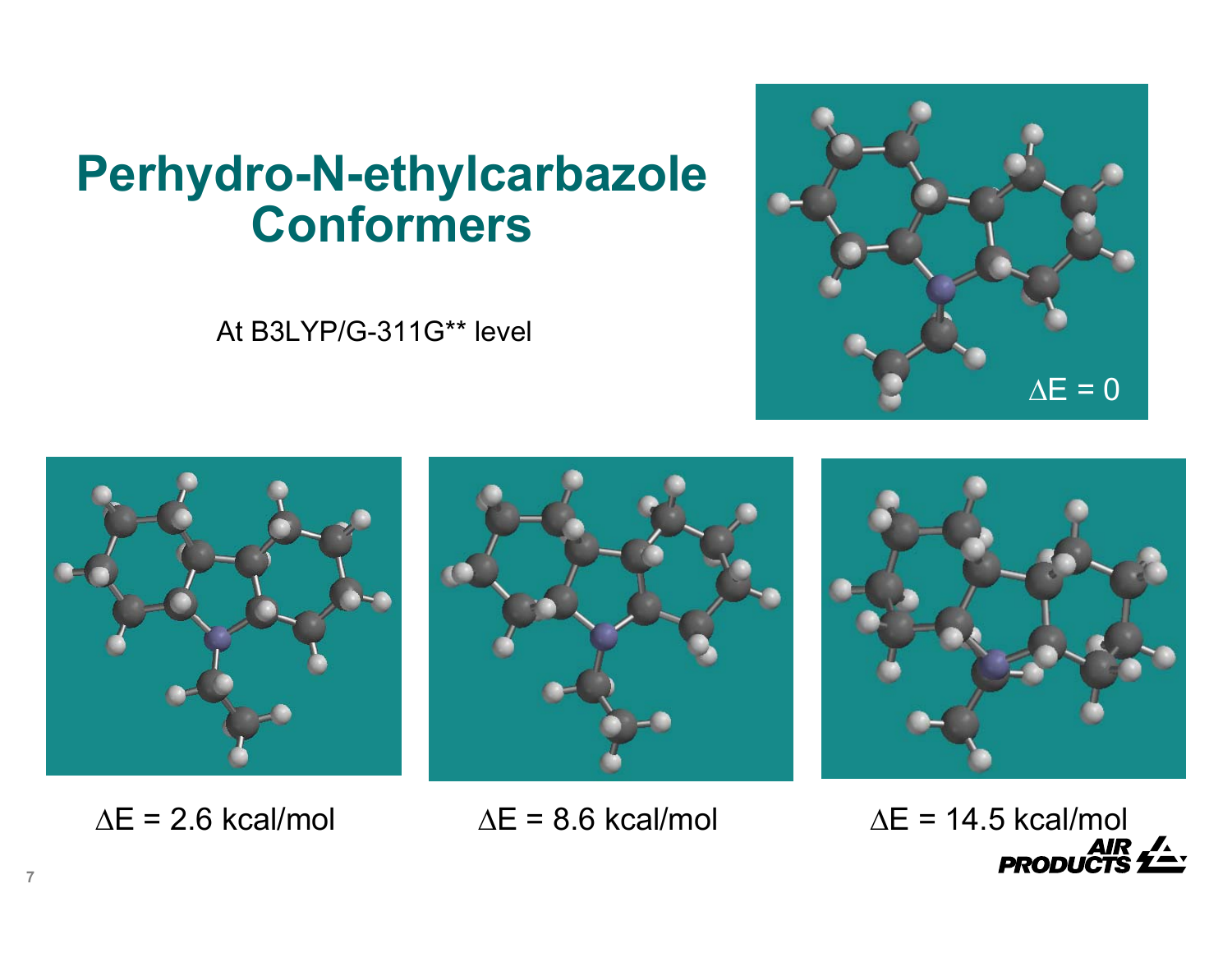# Perhydro-N-ethylcarbazole Conformers

At B3LYP/G-311G** level

$\Delta E = 0$

$\Delta E = 2.6$ kcal/mol

$\Delta E = 8.6$ kcal/mol

$\Delta E = 14.5$ kcal/mol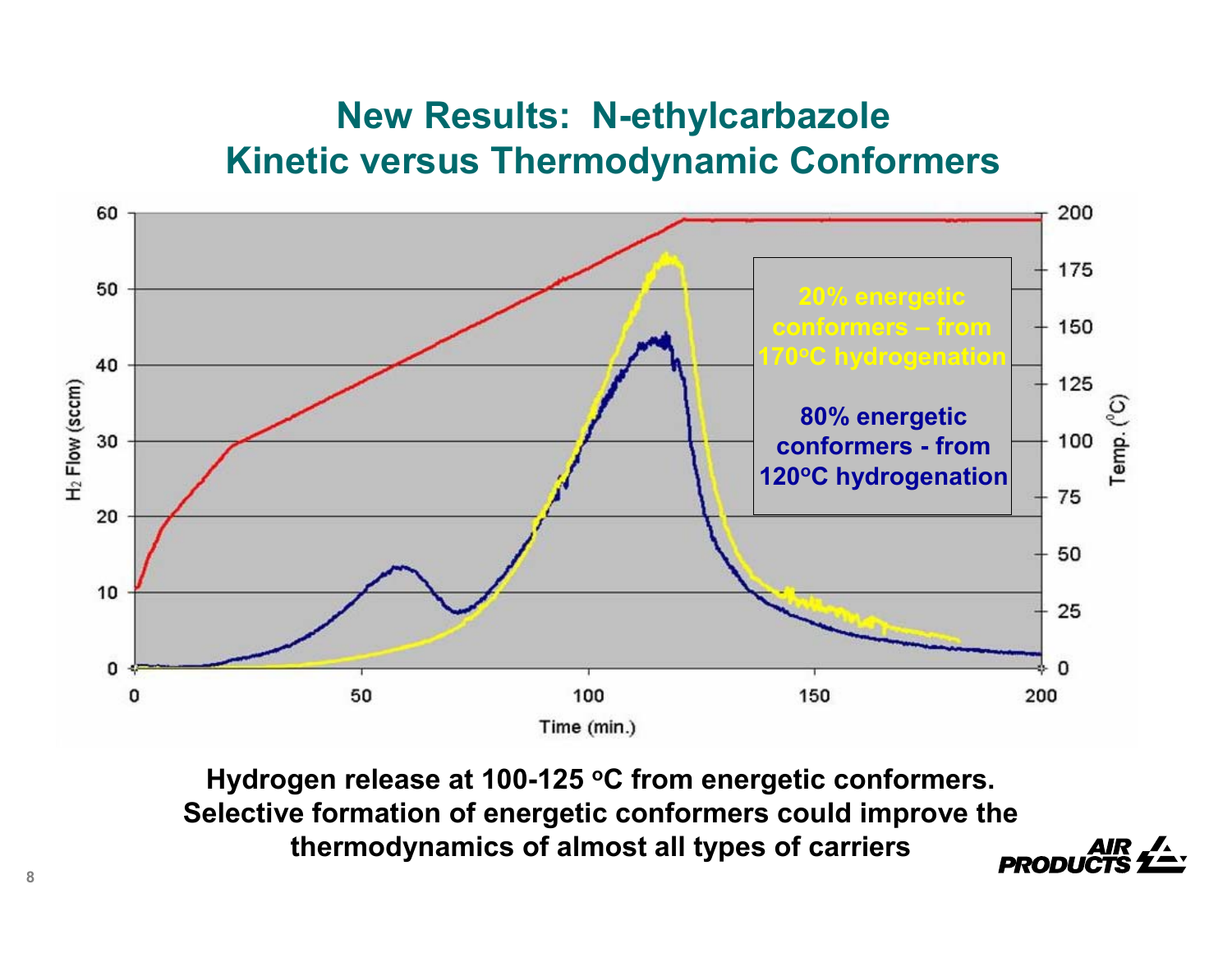# New Results: N-ethylcarbazole
# Kinetic versus Thermodynamic Conformers

| Time (min.) | H₂ Flow (sccm) | Temp. (°C) |
|---|---|---|

20% energetic conformers – from 170°C hydrogenation

80% energetic conformers - from 120°C hydrogenation

**Hydrogen release at 100-125 °C from energetic conformers. Selective formation of energetic conformers could improve the thermodynamics of almost all types of carriers**

# New Results: N-ethylcarbazole
# Kinetic versus Thermodynamic Conformers

$H_2$ Flow (sccm) | Temp. (°C) | Time (min.)

20% energetic conformers – from 170°C hydrogenation

80% energetic conformers - from 120°C hydrogenation

**Hydrogen release at 100-125 °C from energetic conformers. Selective formation of energetic conformers could improve the thermodynamics of almost all types of carriers**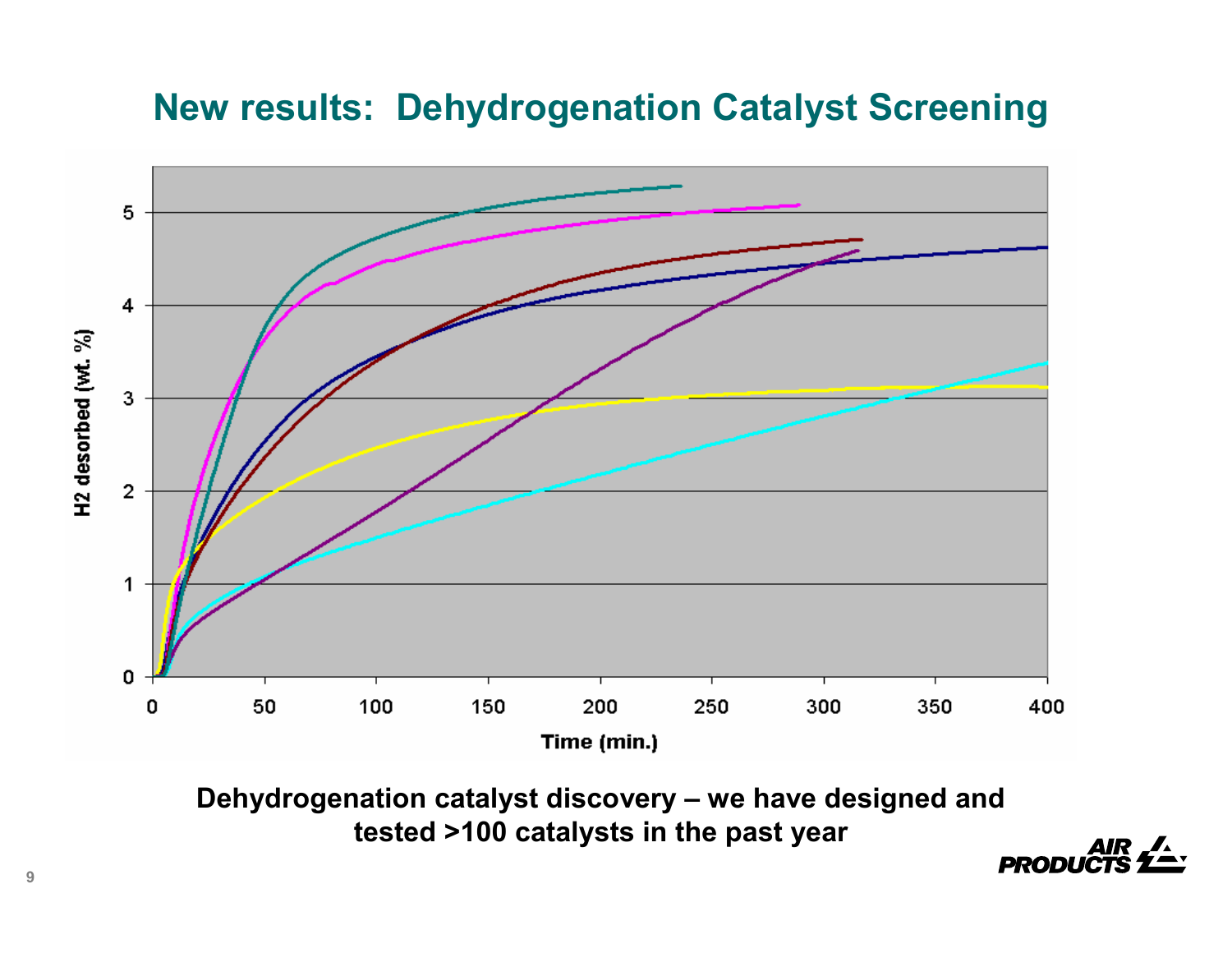# New results: Dehydrogenation Catalyst Screening

H2 desorbed (wt. %)

Time (min.)

**Dehydrogenation catalyst discovery – we have designed and tested >100 catalysts in the past year**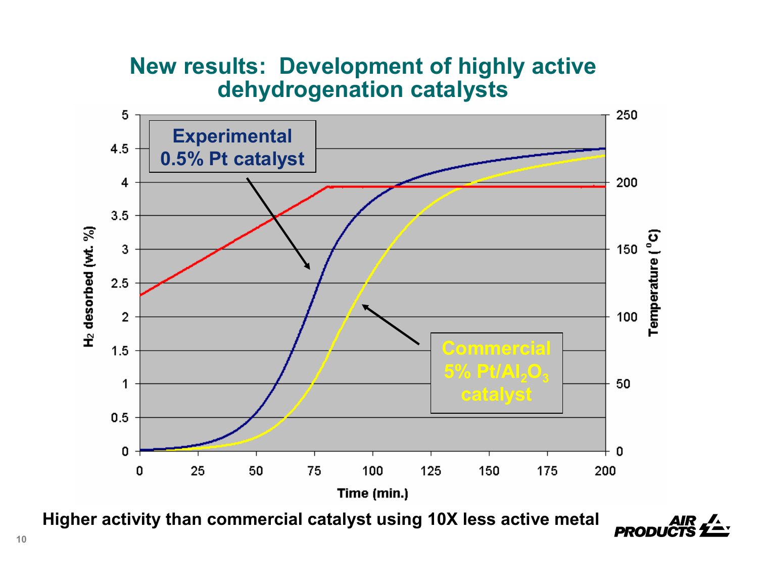# New results: Development of highly active dehydrogenation catalysts

Experimental 0.5% Pt catalyst

Commercial 5% $Pt/Al_2O_3$ catalyst

$H_2$ desorbed (wt. %)

Temperature ($^oC$)

Time (min.)

Higher activity than commercial catalyst using 10X less active metal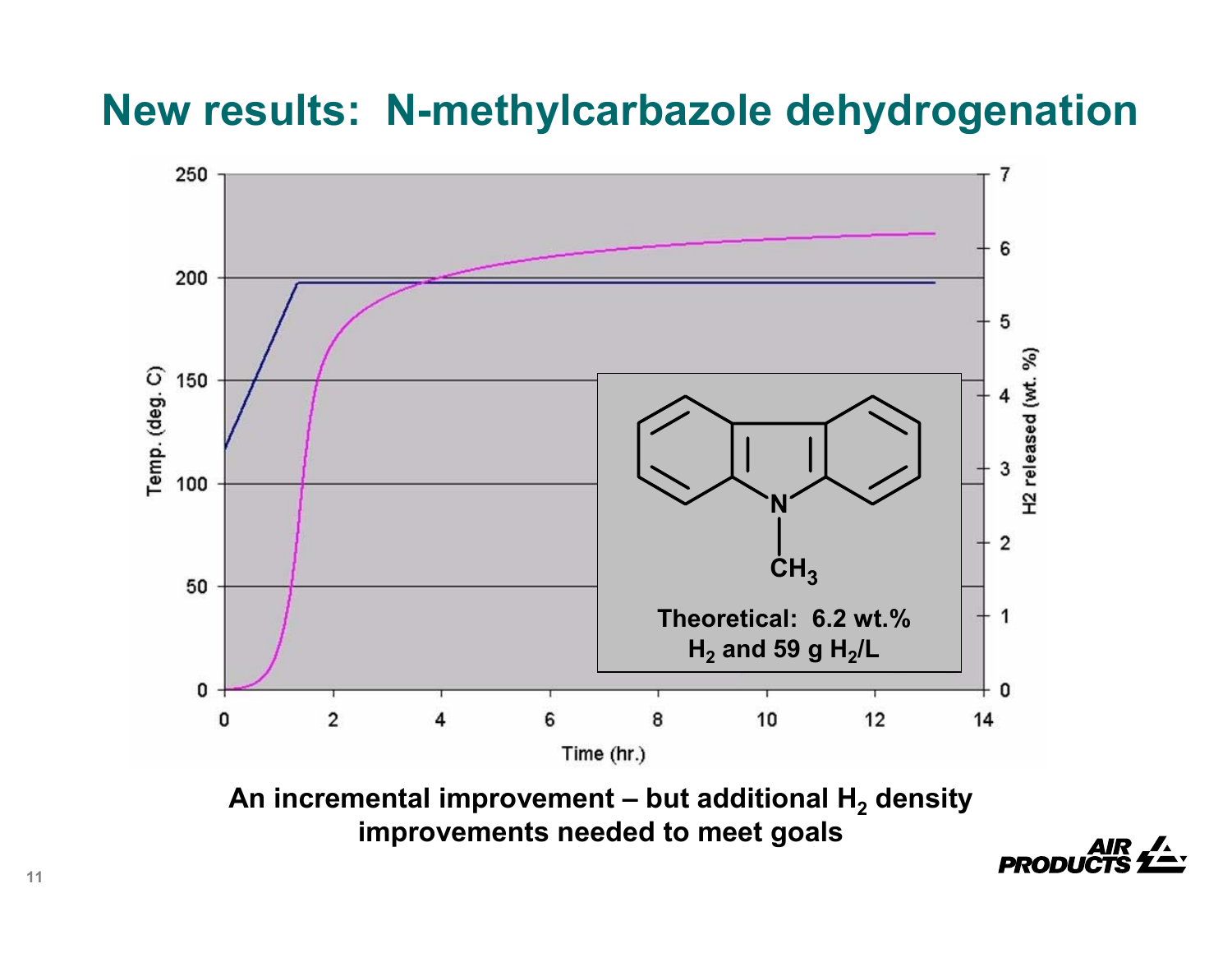# New results: N-methylcarbazole dehydrogenation

Temp. (deg. C)

H2 released (wt. %)

Time (hr.)

Theoretical: 6.2 wt.% $H_2$ and 59 g $H_2$/L

**An incremental improvement – but additional $H_2$ density improvements needed to meet goals**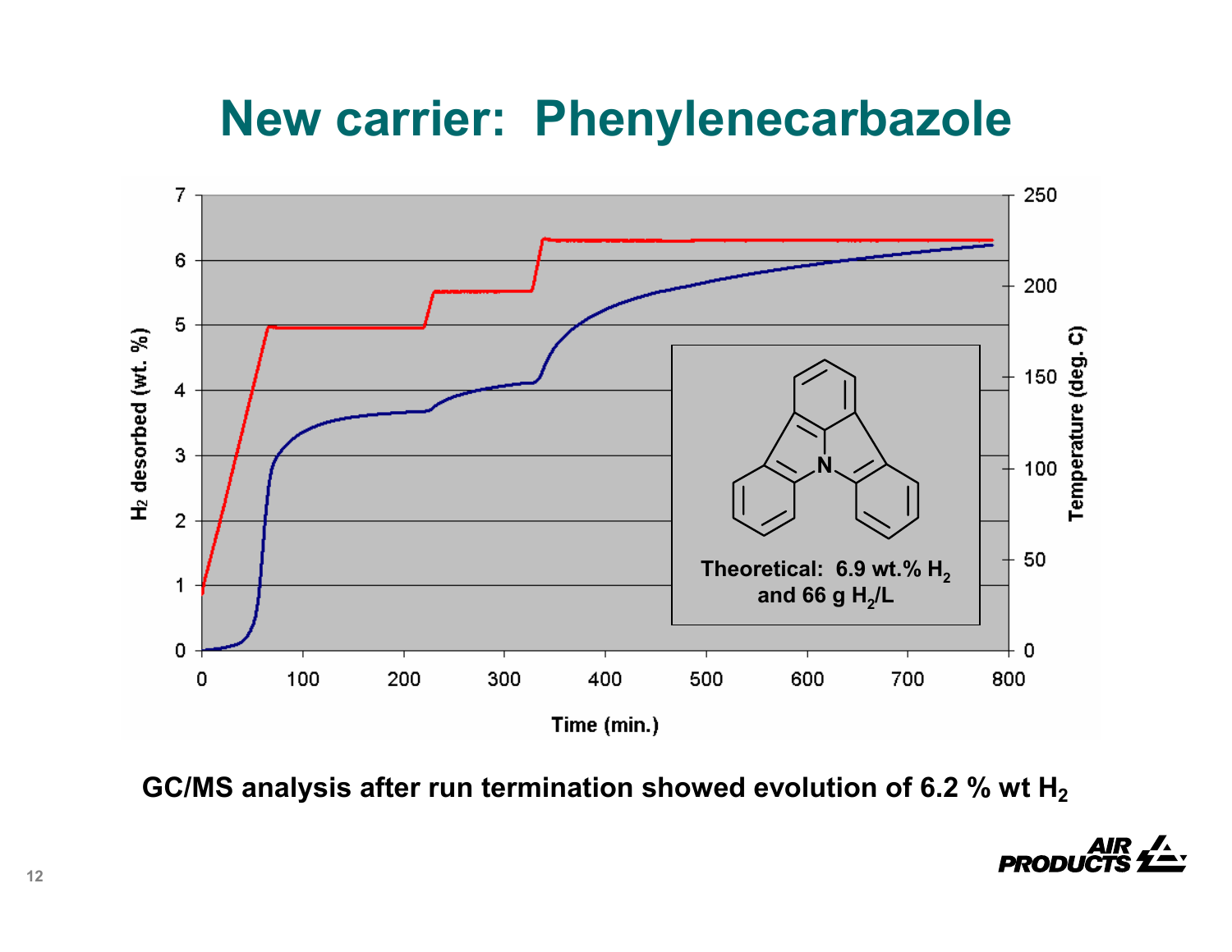# New carrier: Phenylenecarbazole

H₂ desorbed (wt. %) vs. Time (min.) with Temperature (deg. C)

Theoretical: 6.9 wt.% $H_2$ and 66 g $H_2$/L

GC/MS analysis after run termination showed evolution of 6.2 % wt $H_2$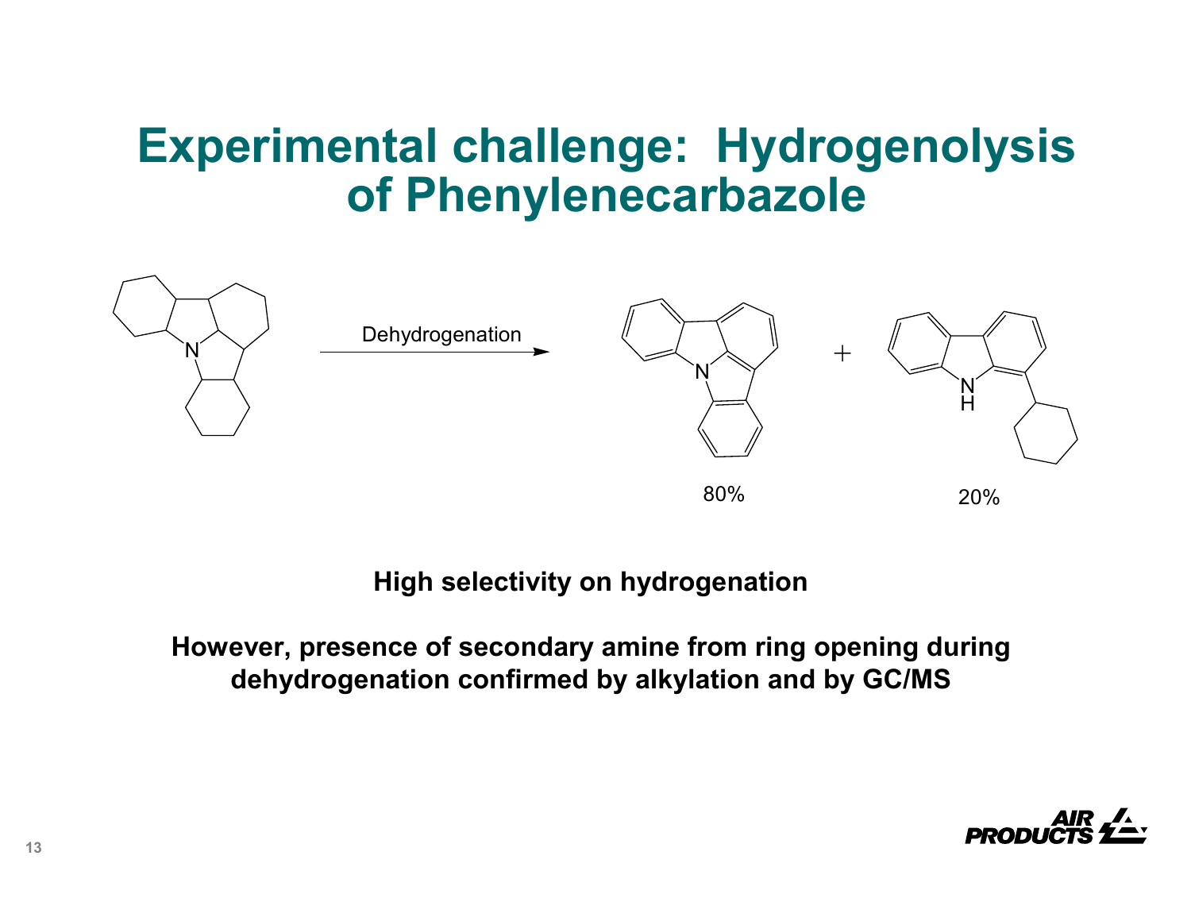# Experimental challenge: Hydrogenolysis of Phenylenecarbazole

Dehydrogenation

80%

20%

**High selectivity on hydrogenation**

**However, presence of secondary amine from ring opening during dehydrogenation confirmed by alkylation and by GC/MS**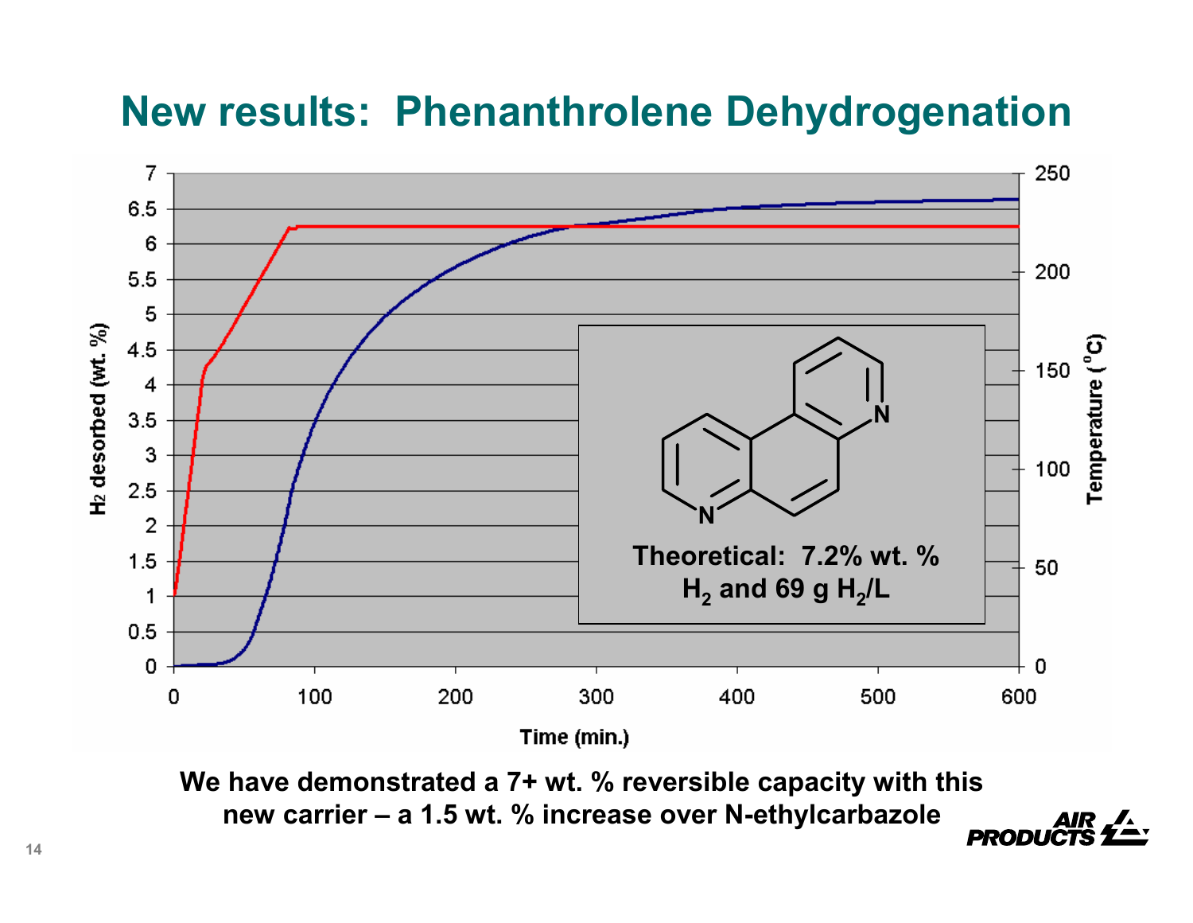# New results: Phenanthrolene Dehydrogenation

Theoretical: 7.2% wt. % $H_2$ and 69 g $H_2$/L

We have demonstrated a 7+ wt. % reversible capacity with this new carrier – a 1.5 wt. % increase over N-ethylcarbazole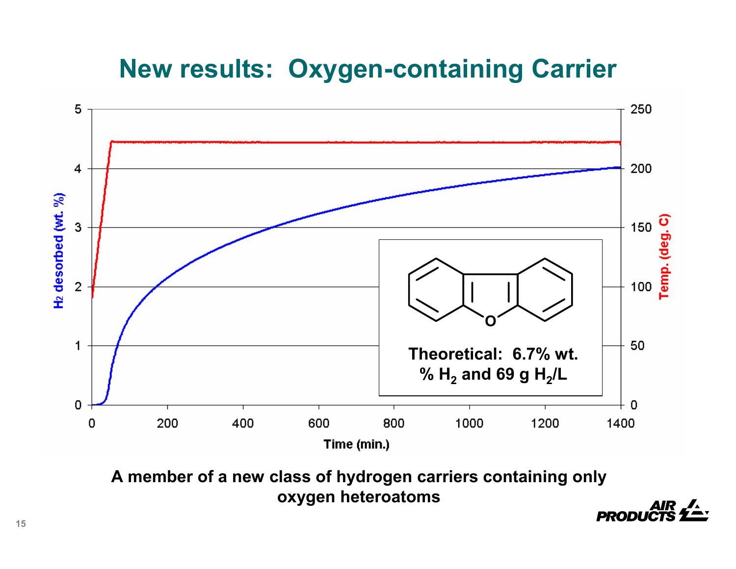# New results: Oxygen-containing Carrier

Time (min.)

$H_2$ desorbed (wt. %)

Temp. (deg. C)

Theoretical: 6.7% wt. % $H_2$ and 69 g $H_2$/L

**A member of a new class of hydrogen carriers containing only oxygen heteroatoms**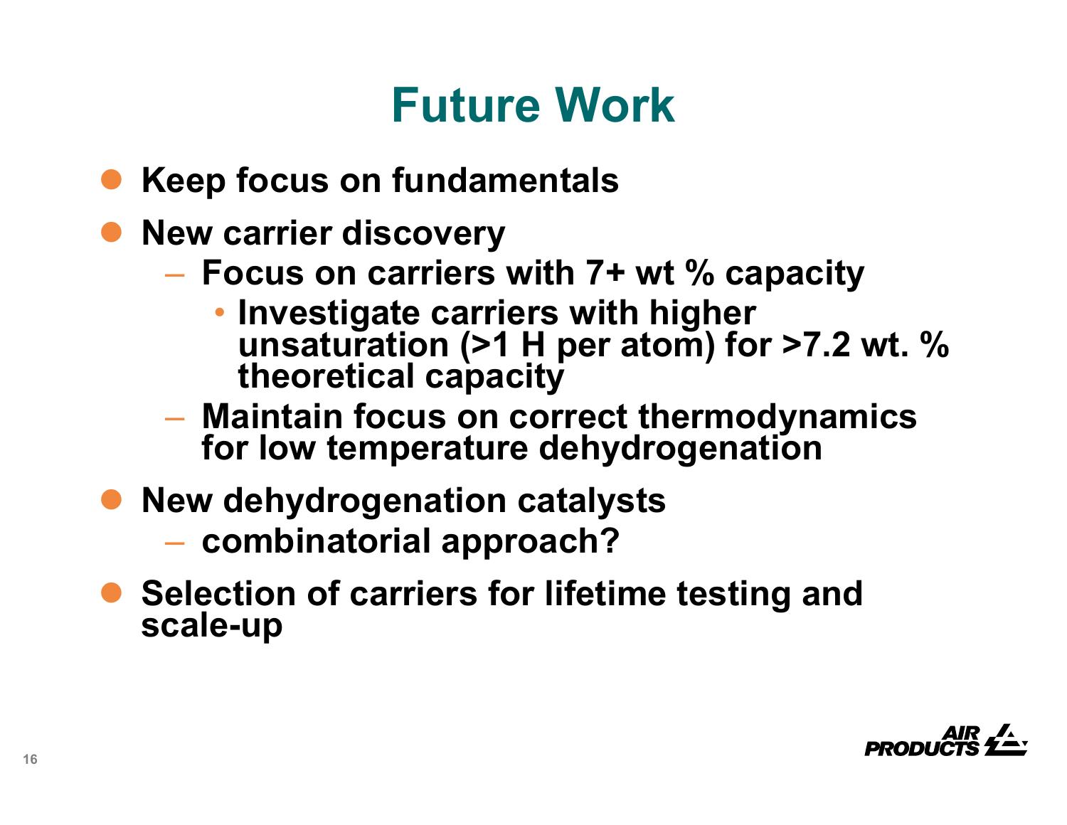# Future Work

- **Keep focus on fundamentals**
- **New carrier discovery**
  - **Focus on carriers with 7+ wt % capacity**
    - **Investigate carriers with higher unsaturation (>1 H per atom) for >7.2 wt. % theoretical capacity**
  - **Maintain focus on correct thermodynamics for low temperature dehydrogenation**
- **New dehydrogenation catalysts**
  - **combinatorial approach?**
- **Selection of carriers for lifetime testing and scale-up**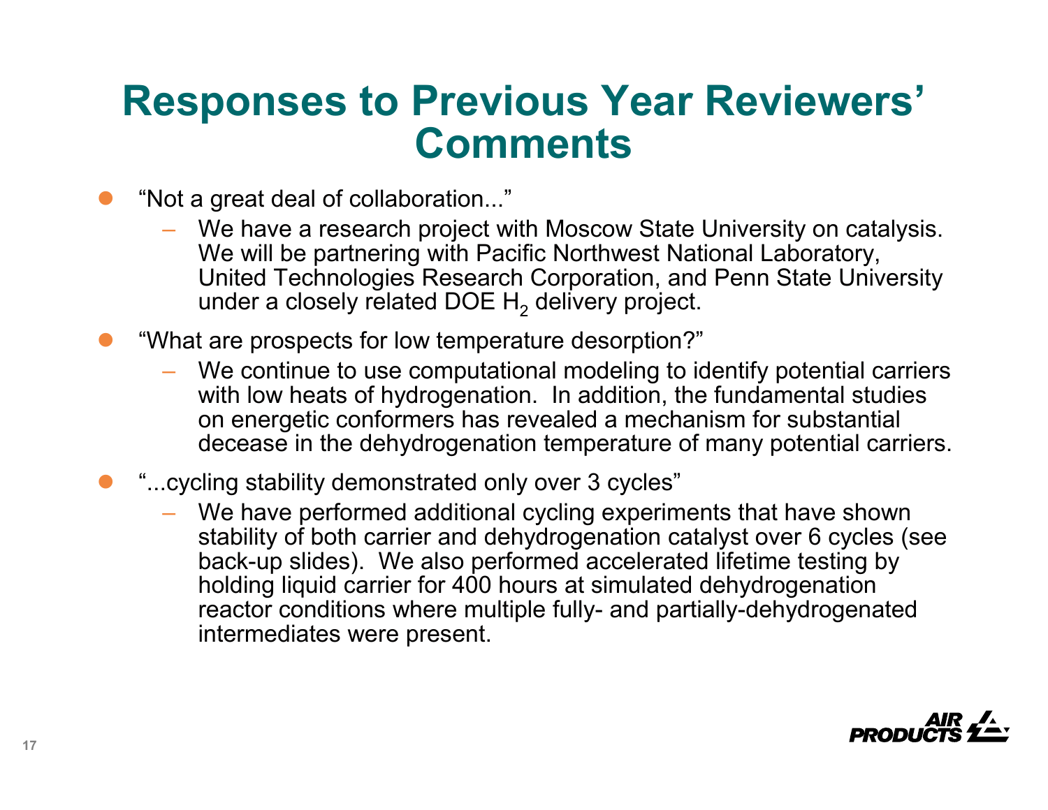# Responses to Previous Year Reviewers' Comments

- "Not a great deal of collaboration..."
  - We have a research project with Moscow State University on catalysis. We will be partnering with Pacific Northwest National Laboratory, United Technologies Research Corporation, and Penn State University under a closely related DOE $H_2$ delivery project.
- "What are prospects for low temperature desorption?"
  - We continue to use computational modeling to identify potential carriers with low heats of hydrogenation. In addition, the fundamental studies on energetic conformers has revealed a mechanism for substantial decease in the dehydrogenation temperature of many potential carriers.
- "...cycling stability demonstrated only over 3 cycles"
  - We have performed additional cycling experiments that have shown stability of both carrier and dehydrogenation catalyst over 6 cycles (see back-up slides). We also performed accelerated lifetime testing by holding liquid carrier for 400 hours at simulated dehydrogenation reactor conditions where multiple fully- and partially-dehydrogenated intermediates were present.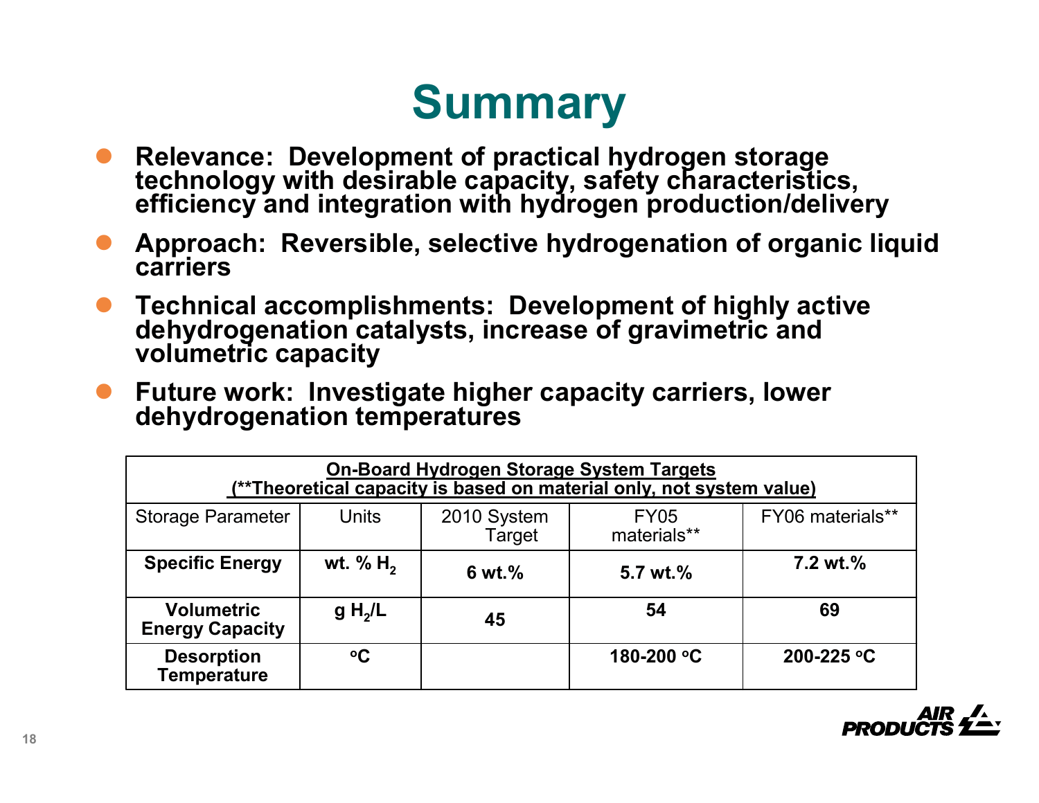# Summary

- **Relevance: Development of practical hydrogen storage technology with desirable capacity, safety characteristics, efficiency and integration with hydrogen production/delivery**
- **Approach: Reversible, selective hydrogenation of organic liquid carriers**
- **Technical accomplishments: Development of highly active dehydrogenation catalysts, increase of gravimetric and volumetric capacity**
- **Future work: Investigate higher capacity carriers, lower dehydrogenation temperatures**

| On-Board Hydrogen Storage System Targets (**Theoretical capacity is based on material only, not system value) | | | | |
|---|---|---|---|---|
| Storage Parameter | Units | 2010 System Target | FY05 materials** | FY06 materials** |
| **Specific Energy** | **wt. % $H_2$** | **6 wt.%** | **5.7 wt.%** | **7.2 wt.%** |
| **Volumetric Energy Capacity** | **g $H_2$/L** | **45** | **54** | **69** |
| **Desorption Temperature** | **$^{o}$C** | | **180-200 $^{o}$C** | **200-225 $^{o}$C** |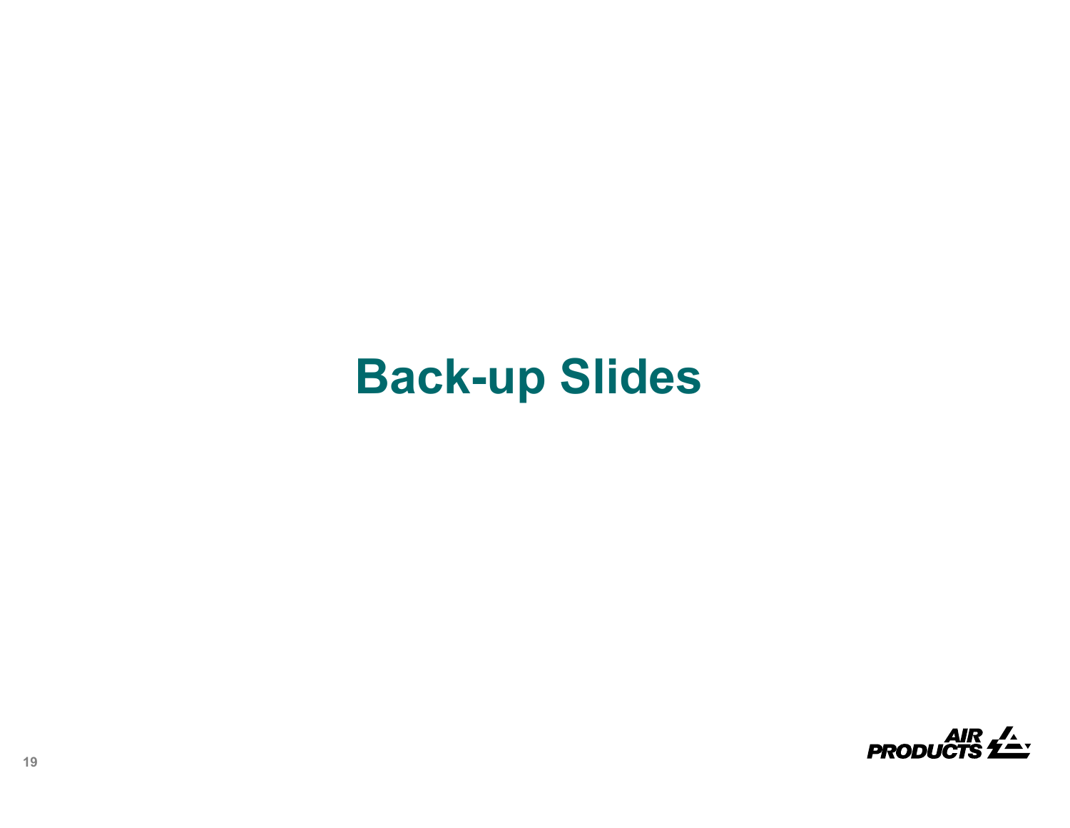# Back-up Slides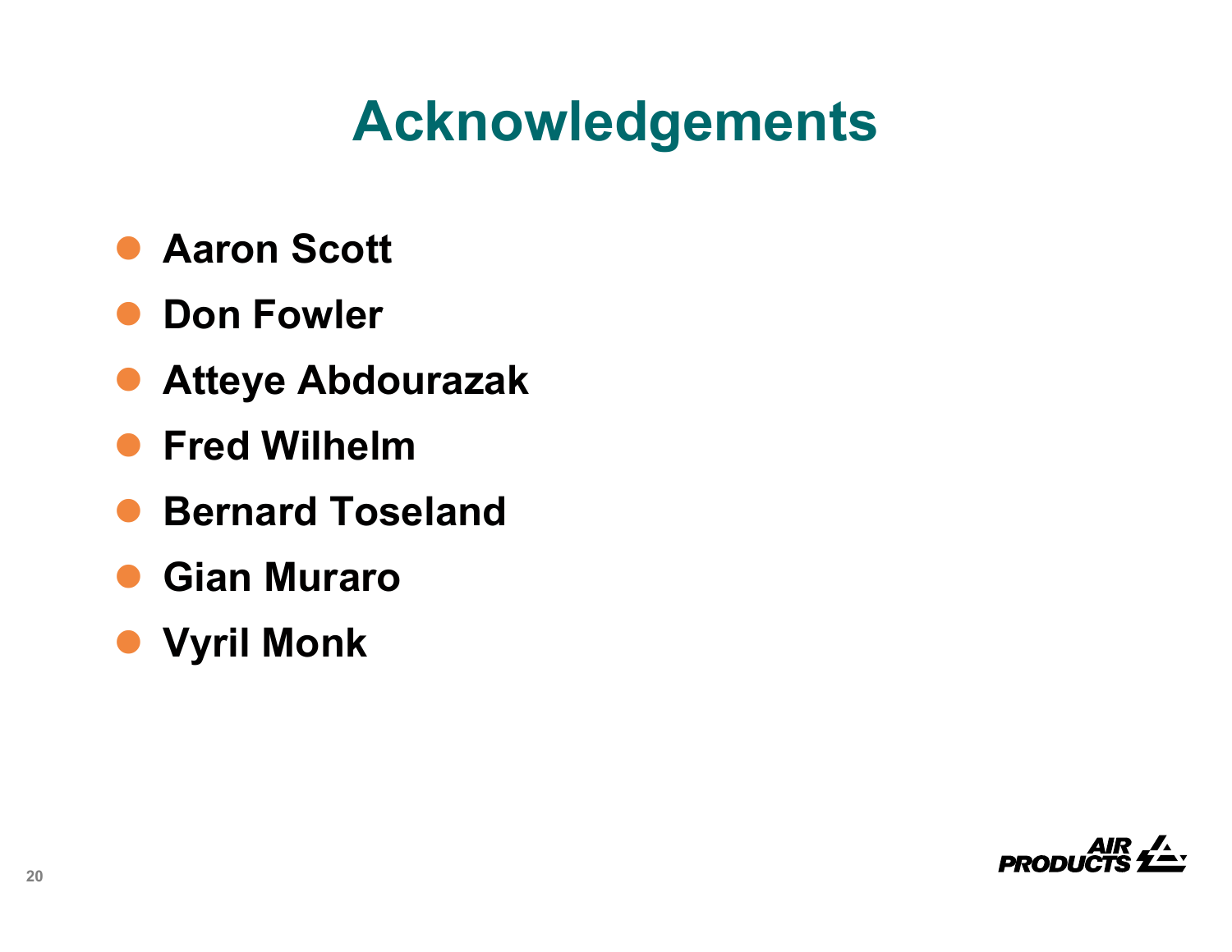# Acknowledgements

- **Aaron Scott**
- **Don Fowler**
- **Atteye Abdourazak**
- **Fred Wilhelm**
- **Bernard Toseland**
- **Gian Muraro**
- **Vyril Monk**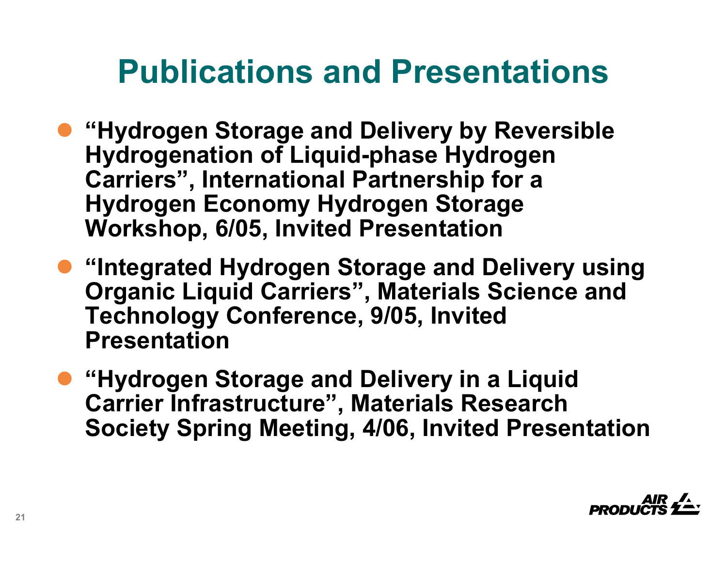# Publications and Presentations

- **"Hydrogen Storage and Delivery by Reversible Hydrogenation of Liquid-phase Hydrogen Carriers", International Partnership for a Hydrogen Economy Hydrogen Storage Workshop, 6/05, Invited Presentation**
- **"Integrated Hydrogen Storage and Delivery using Organic Liquid Carriers", Materials Science and Technology Conference, 9/05, Invited Presentation**
- **"Hydrogen Storage and Delivery in a Liquid Carrier Infrastructure", Materials Research Society Spring Meeting, 4/06, Invited Presentation**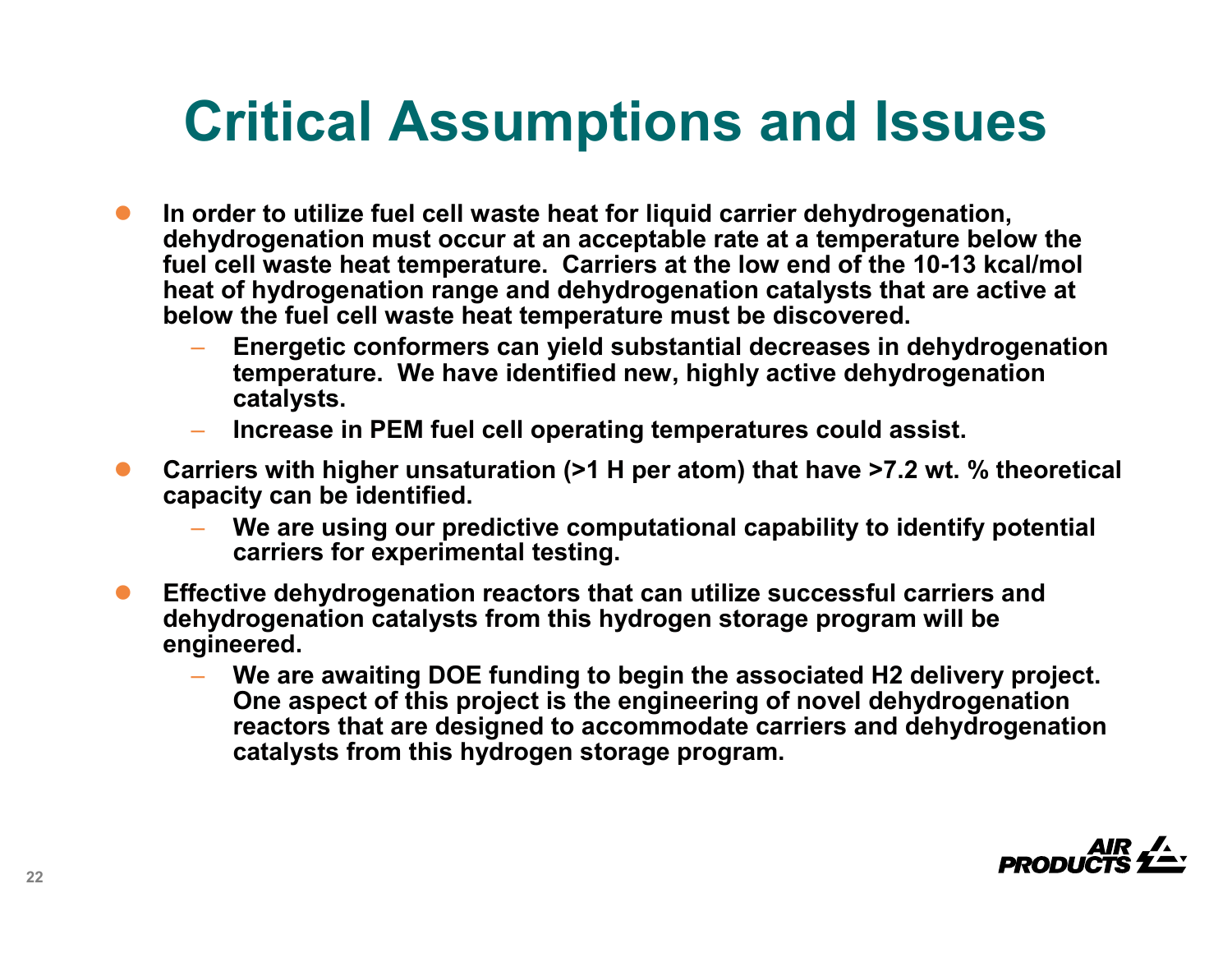# Critical Assumptions and Issues

- In order to utilize fuel cell waste heat for liquid carrier dehydrogenation, dehydrogenation must occur at an acceptable rate at a temperature below the fuel cell waste heat temperature. Carriers at the low end of the 10-13 kcal/mol heat of hydrogenation range and dehydrogenation catalysts that are active at below the fuel cell waste heat temperature must be discovered.
  - Energetic conformers can yield substantial decreases in dehydrogenation temperature. We have identified new, highly active dehydrogenation catalysts.
  - Increase in PEM fuel cell operating temperatures could assist.
- Carriers with higher unsaturation (>1 H per atom) that have >7.2 wt. % theoretical capacity can be identified.
  - We are using our predictive computational capability to identify potential carriers for experimental testing.
- Effective dehydrogenation reactors that can utilize successful carriers and dehydrogenation catalysts from this hydrogen storage program will be engineered.
  - We are awaiting DOE funding to begin the associated $H_2$ delivery project. One aspect of this project is the engineering of novel dehydrogenation reactors that are designed to accommodate carriers and dehydrogenation catalysts from this hydrogen storage program.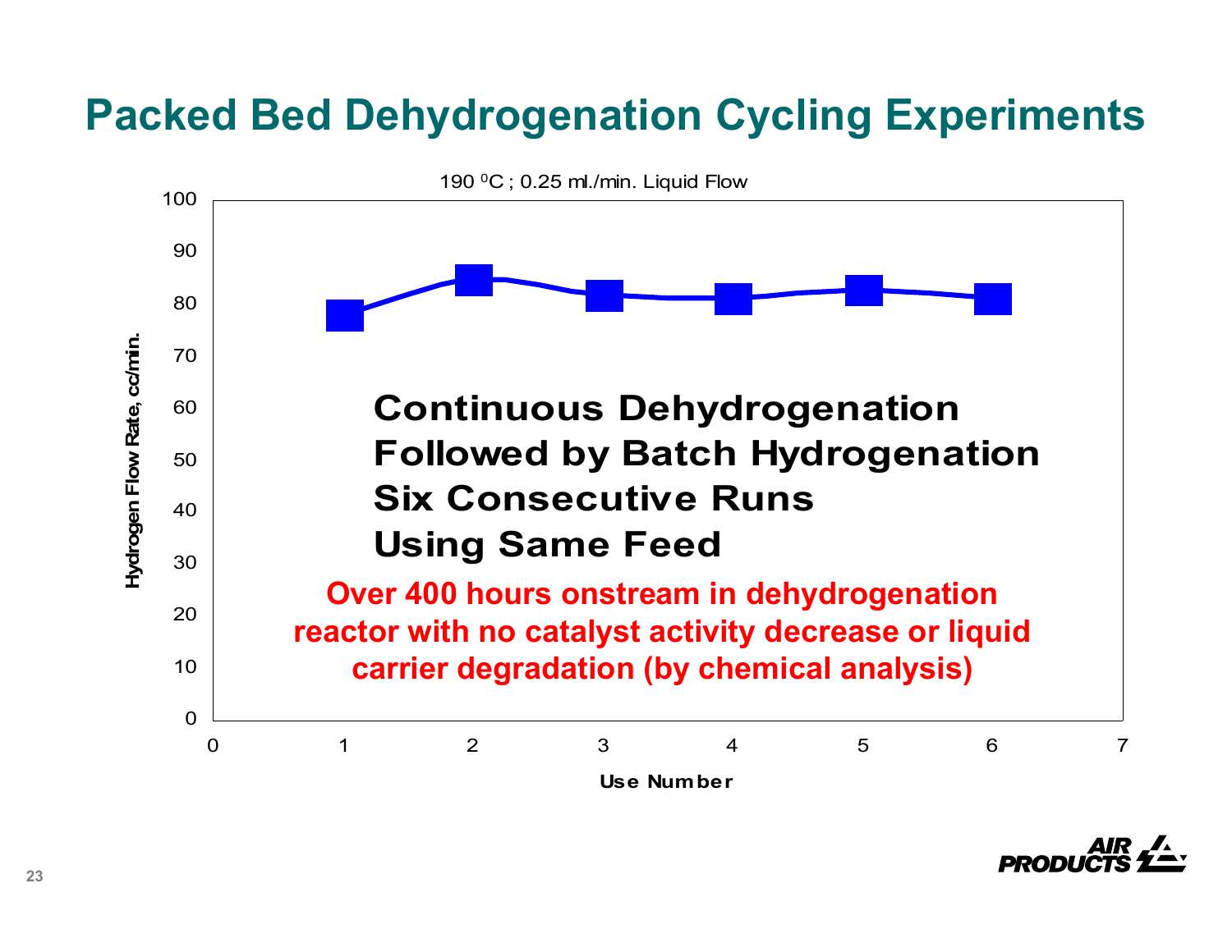# Packed Bed Dehydrogenation Cycling Experiments

190 $^{0}$C ; 0.25 ml./min. Liquid Flow

Hydrogen Flow Rate, cc/min.

100
90
80
70
60
50
40
30
20
10
0

0 1 2 3 4 5 6 7

Use Number

**Continuous Dehydrogenation**
**Followed by Batch Hydrogenation**
**Six Consecutive Runs**
**Using Same Feed**

**Over 400 hours onstream in dehydrogenation reactor with no catalyst activity decrease or liquid carrier degradation (by chemical analysis)**

AIR PRODUCTS